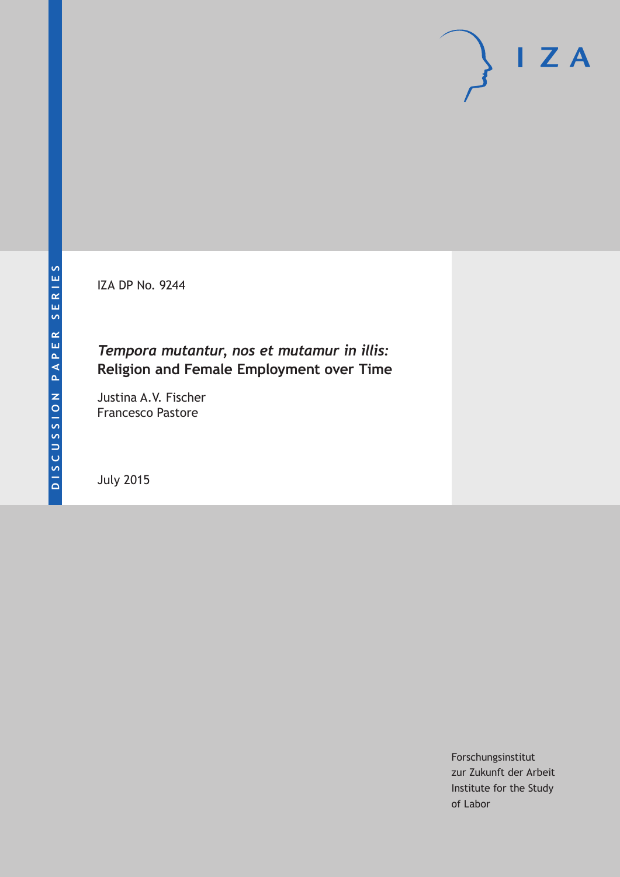IZA DP No. 9244

# *Tempora mutantur, nos et mutamur in illis:* Religion and Female Employment over Time

Justina A.V. Fischer
Francesco Pastore

July 2015

Forschungsinstitut
zur Zukunft der Arbeit
Institute for the Study
of Labor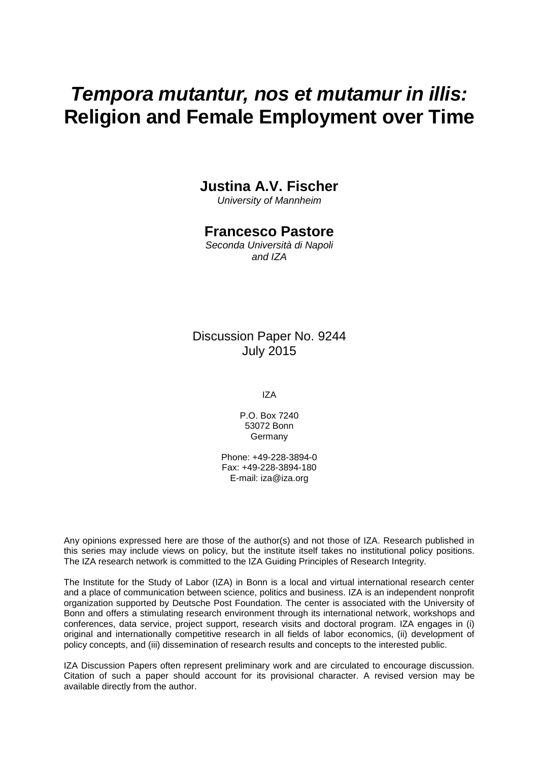# *Tempora mutantur, nos et mutamur in illis:* Religion and Female Employment over Time

**Justina A.V. Fischer**
*University of Mannheim*

**Francesco Pastore**
*Seconda Università di Napoli and IZA*

Discussion Paper No. 9244
July 2015

IZA

P.O. Box 7240
53072 Bonn
Germany

Phone: +49-228-3894-0
Fax: +49-228-3894-180
E-mail: iza@iza.org

Any opinions expressed here are those of the author(s) and not those of IZA. Research published in this series may include views on policy, but the institute itself takes no institutional policy positions. The IZA research network is committed to the IZA Guiding Principles of Research Integrity.

The Institute for the Study of Labor (IZA) in Bonn is a local and virtual international research center and a place of communication between science, politics and business. IZA is an independent nonprofit organization supported by Deutsche Post Foundation. The center is associated with the University of Bonn and offers a stimulating research environment through its international network, workshops and conferences, data service, project support, research visits and doctoral program. IZA engages in (i) original and internationally competitive research in all fields of labor economics, (ii) development of policy concepts, and (iii) dissemination of research results and concepts to the interested public.

IZA Discussion Papers often represent preliminary work and are circulated to encourage discussion. Citation of such a paper should account for its provisional character. A revised version may be available directly from the author.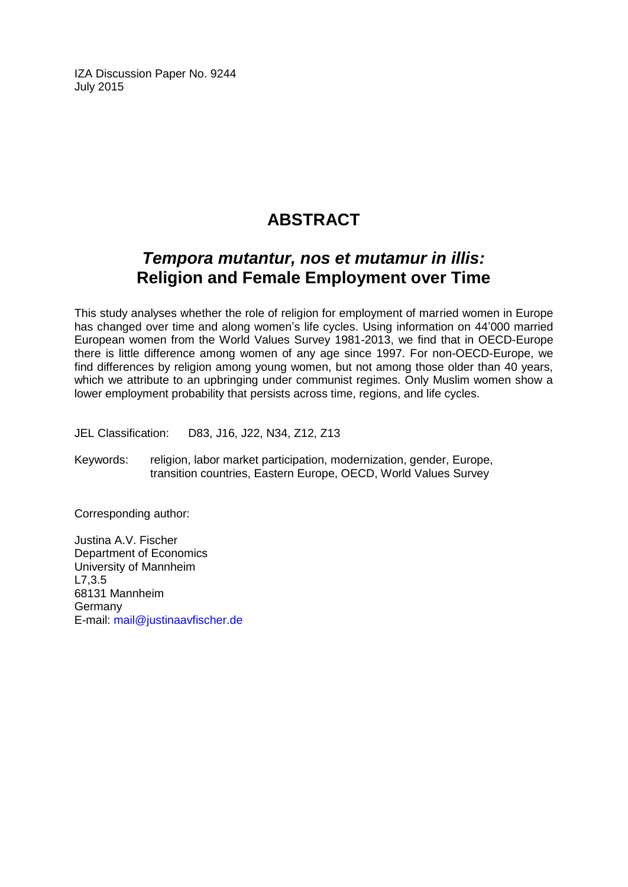IZA Discussion Paper No. 9244
July 2015

# ABSTRACT

## *Tempora mutantur, nos et mutamur in illis:* Religion and Female Employment over Time

This study analyses whether the role of religion for employment of married women in Europe has changed over time and along women's life cycles. Using information on 44'000 married European women from the World Values Survey 1981-2013, we find that in OECD-Europe there is little difference among women of any age since 1997. For non-OECD-Europe, we find differences by religion among young women, but not among those older than 40 years, which we attribute to an upbringing under communist regimes. Only Muslim women show a lower employment probability that persists across time, regions, and life cycles.

JEL Classification: D83, J16, J22, N34, Z12, Z13

Keywords: religion, labor market participation, modernization, gender, Europe, transition countries, Eastern Europe, OECD, World Values Survey

Corresponding author:

Justina A.V. Fischer
Department of Economics
University of Mannheim
L7,3.5
68131 Mannheim
Germany
E-mail: mail@justinaavfischer.de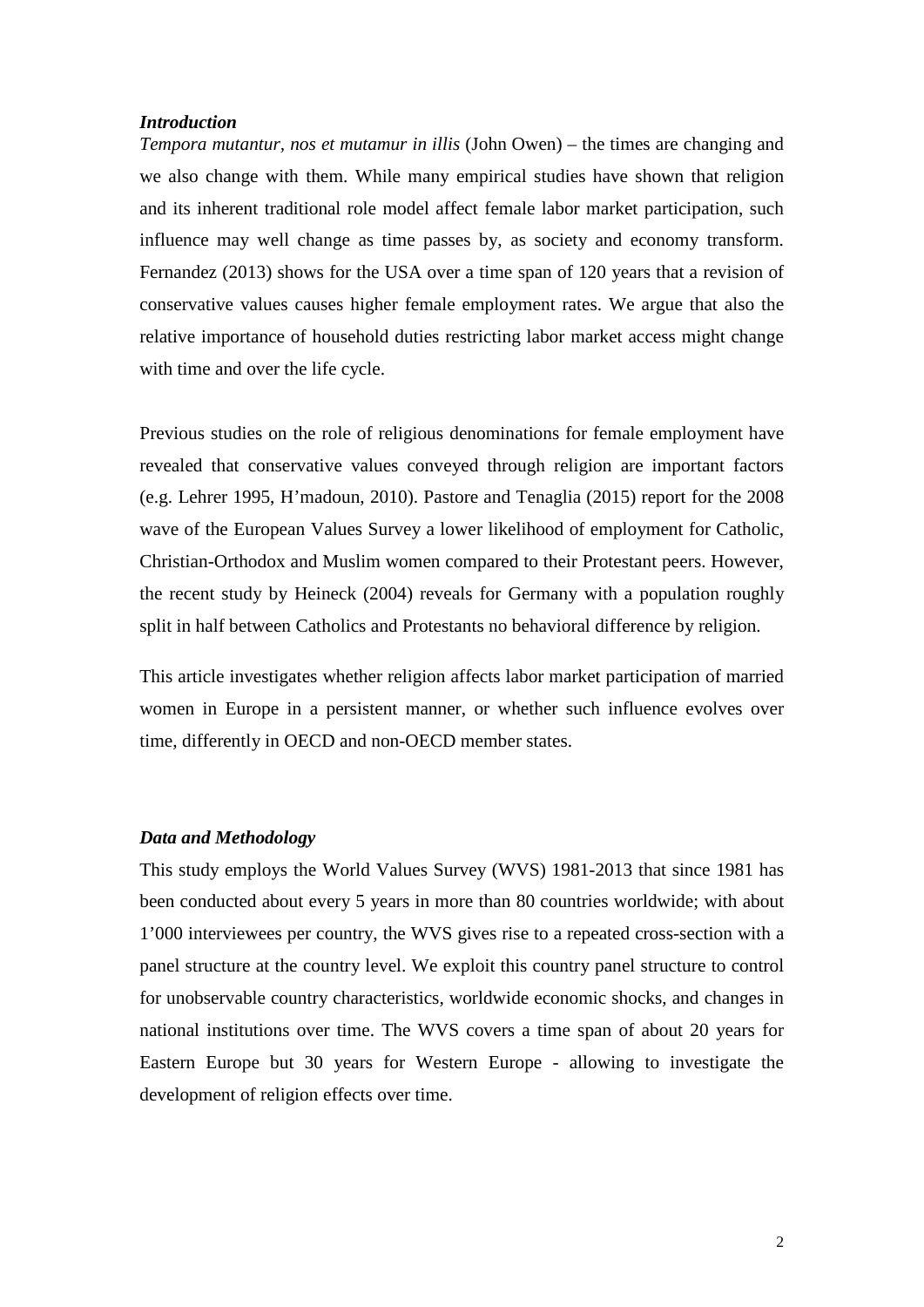### *Introduction*

*Tempora mutantur, nos et mutamur in illis* (John Owen) – the times are changing and we also change with them. While many empirical studies have shown that religion and its inherent traditional role model affect female labor market participation, such influence may well change as time passes by, as society and economy transform. Fernandez (2013) shows for the USA over a time span of 120 years that a revision of conservative values causes higher female employment rates. We argue that also the relative importance of household duties restricting labor market access might change with time and over the life cycle.

Previous studies on the role of religious denominations for female employment have revealed that conservative values conveyed through religion are important factors (e.g. Lehrer 1995, H'madoun, 2010). Pastore and Tenaglia (2015) report for the 2008 wave of the European Values Survey a lower likelihood of employment for Catholic, Christian-Orthodox and Muslim women compared to their Protestant peers. However, the recent study by Heineck (2004) reveals for Germany with a population roughly split in half between Catholics and Protestants no behavioral difference by religion.

This article investigates whether religion affects labor market participation of married women in Europe in a persistent manner, or whether such influence evolves over time, differently in OECD and non-OECD member states.

### *Data and Methodology*

This study employs the World Values Survey (WVS) 1981-2013 that since 1981 has been conducted about every 5 years in more than 80 countries worldwide; with about 1'000 interviewees per country, the WVS gives rise to a repeated cross-section with a panel structure at the country level. We exploit this country panel structure to control for unobservable country characteristics, worldwide economic shocks, and changes in national institutions over time. The WVS covers a time span of about 20 years for Eastern Europe but 30 years for Western Europe - allowing to investigate the development of religion effects over time.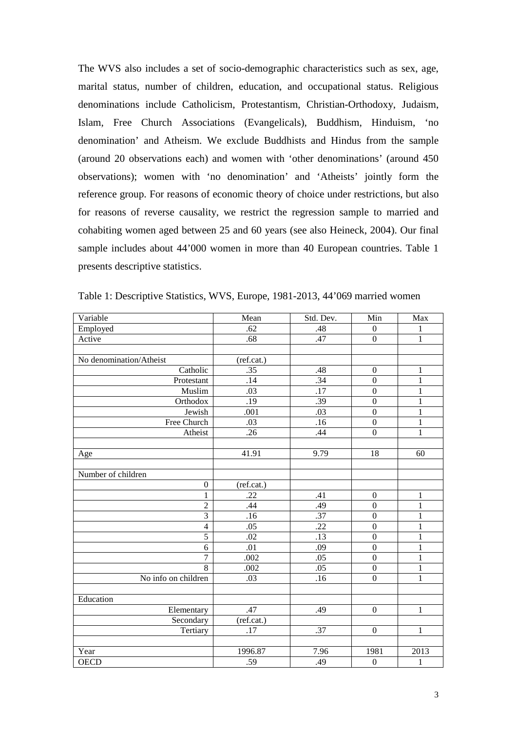The WVS also includes a set of socio-demographic characteristics such as sex, age, marital status, number of children, education, and occupational status. Religious denominations include Catholicism, Protestantism, Christian-Orthodoxy, Judaism, Islam, Free Church Associations (Evangelicals), Buddhism, Hinduism, 'no denomination' and Atheism. We exclude Buddhists and Hindus from the sample (around 20 observations each) and women with 'other denominations' (around 450 observations); women with 'no denomination' and 'Atheists' jointly form the reference group. For reasons of economic theory of choice under restrictions, but also for reasons of reverse causality, we restrict the regression sample to married and cohabiting women aged between 25 and 60 years (see also Heineck, 2004). Our final sample includes about 44'000 women in more than 40 European countries. Table 1 presents descriptive statistics.

Table 1: Descriptive Statistics, WVS, Europe, 1981-2013, 44'069 married women

| Variable | Mean | Std. Dev. | Min | Max |
|---|---|---|---|---|
| Employed | .62 | .48 | 0 | 1 |
| Active | .68 | .47 | 0 | 1 |
| | | | | |
| No denomination/Atheist | (ref.cat.) | | | |
| Catholic | .35 | .48 | 0 | 1 |
| Protestant | .14 | .34 | 0 | 1 |
| Muslim | .03 | .17 | 0 | 1 |
| Orthodox | .19 | .39 | 0 | 1 |
| Jewish | .001 | .03 | 0 | 1 |
| Free Church | .03 | .16 | 0 | 1 |
| Atheist | .26 | .44 | 0 | 1 |
| | | | | |
| Age | 41.91 | 9.79 | 18 | 60 |
| | | | | |
| Number of children | | | | |
| 0 | (ref.cat.) | | | |
| 1 | .22 | .41 | 0 | 1 |
| 2 | .44 | .49 | 0 | 1 |
| 3 | .16 | .37 | 0 | 1 |
| 4 | .05 | .22 | 0 | 1 |
| 5 | .02 | .13 | 0 | 1 |
| 6 | .01 | .09 | 0 | 1 |
| 7 | .002 | .05 | 0 | 1 |
| 8 | .002 | .05 | 0 | 1 |
| No info on children | .03 | .16 | 0 | 1 |
| | | | | |
| Education | | | | |
| Elementary | .47 | .49 | 0 | 1 |
| Secondary | (ref.cat.) | | | |
| Tertiary | .17 | .37 | 0 | 1 |
| | | | | |
| Year | 1996.87 | 7.96 | 1981 | 2013 |
| OECD | .59 | .49 | 0 | 1 |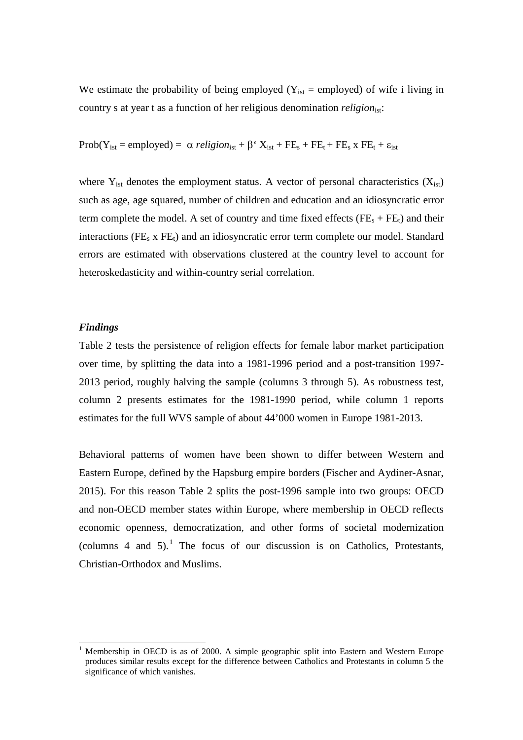We estimate the probability of being employed ($Y_{ist}$ = employed) of wife i living in country s at year t as a function of her religious denomination $religion_{ist}$:

$$\text{Prob}(Y_{ist} = \text{employed}) = \alpha\, religion_{ist} + \beta'\, X_{ist} + FE_s + FE_t + FE_s \times FE_t + \varepsilon_{ist}$$

where $Y_{ist}$ denotes the employment status. A vector of personal characteristics ($X_{ist}$) such as age, age squared, number of children and education and an idiosyncratic error term complete the model. A set of country and time fixed effects ($FE_s + FE_t$) and their interactions ($FE_s$ x $FE_t$) and an idiosyncratic error term complete our model. Standard errors are estimated with observations clustered at the country level to account for heteroskedasticity and within-country serial correlation.

### *Findings*

Table 2 tests the persistence of religion effects for female labor market participation over time, by splitting the data into a 1981-1996 period and a post-transition 1997-2013 period, roughly halving the sample (columns 3 through 5). As robustness test, column 2 presents estimates for the 1981-1990 period, while column 1 reports estimates for the full WVS sample of about 44'000 women in Europe 1981-2013.

Behavioral patterns of women have been shown to differ between Western and Eastern Europe, defined by the Hapsburg empire borders (Fischer and Aydiner-Asnar, 2015). For this reason Table 2 splits the post-1996 sample into two groups: OECD and non-OECD member states within Europe, where membership in OECD reflects economic openness, democratization, and other forms of societal modernization (columns 4 and 5).[1] The focus of our discussion is on Catholics, Protestants, Christian-Orthodox and Muslims.

[1] Membership in OECD is as of 2000. A simple geographic split into Eastern and Western Europe produces similar results except for the difference between Catholics and Protestants in column 5 the significance of which vanishes.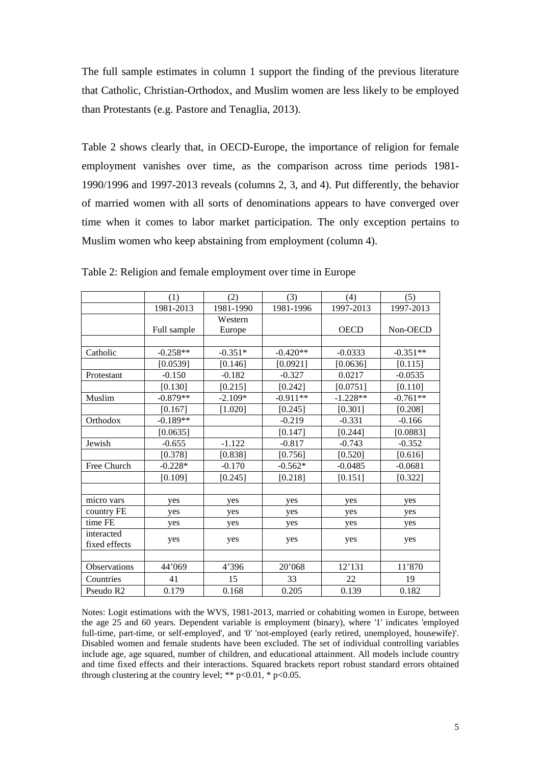The full sample estimates in column 1 support the finding of the previous literature that Catholic, Christian-Orthodox, and Muslim women are less likely to be employed than Protestants (e.g. Pastore and Tenaglia, 2013).

Table 2 shows clearly that, in OECD-Europe, the importance of religion for female employment vanishes over time, as the comparison across time periods 1981-1990/1996 and 1997-2013 reveals (columns 2, 3, and 4). Put differently, the behavior of married women with all sorts of denominations appears to have converged over time when it comes to labor market participation. The only exception pertains to Muslim women who keep abstaining from employment (column 4).

Table 2: Religion and female employment over time in Europe

| | (1) | (2) | (3) | (4) | (5) |
|---|---|---|---|---|---|
| | 1981-2013 | 1981-1990 | 1981-1996 | 1997-2013 | 1997-2013 |
| | Full sample | Western Europe | | OECD | Non-OECD |
| | | | | | |
| Catholic | -0.258** | -0.351* | -0.420** | -0.0333 | -0.351** |
| | [0.0539] | [0.146] | [0.0921] | [0.0636] | [0.115] |
| Protestant | -0.150 | -0.182 | -0.327 | 0.0217 | -0.0535 |
| | [0.130] | [0.215] | [0.242] | [0.0751] | [0.110] |
| Muslim | -0.879** | -2.109* | -0.911** | -1.228** | -0.761** |
| | [0.167] | [1.020] | [0.245] | [0.301] | [0.208] |
| Orthodox | -0.189** | | -0.219 | -0.331 | -0.166 |
| | [0.0635] | | [0.147] | [0.244] | [0.0883] |
| Jewish | -0.655 | -1.122 | -0.817 | -0.743 | -0.352 |
| | [0.378] | [0.838] | [0.756] | [0.520] | [0.616] |
| Free Church | -0.228* | -0.170 | -0.562* | -0.0485 | -0.0681 |
| | [0.109] | [0.245] | [0.218] | [0.151] | [0.322] |
| | | | | | |
| micro vars | yes | yes | yes | yes | yes |
| country FE | yes | yes | yes | yes | yes |
| time FE | yes | yes | yes | yes | yes |
| interacted fixed effects | yes | yes | yes | yes | yes |
| | | | | | |
| Observations | 44'069 | 4'396 | 20'068 | 12'131 | 11'870 |
| Countries | 41 | 15 | 33 | 22 | 19 |
| Pseudo R2 | 0.179 | 0.168 | 0.205 | 0.139 | 0.182 |

Notes: Logit estimations with the WVS, 1981-2013, married or cohabiting women in Europe, between the age 25 and 60 years. Dependent variable is employment (binary), where '1' indicates 'employed full-time, part-time, or self-employed', and '0' 'not-employed (early retired, unemployed, housewife)'. Disabled women and female students have been excluded. The set of individual controlling variables include age, age squared, number of children, and educational attainment. All models include country and time fixed effects and their interactions. Squared brackets report robust standard errors obtained through clustering at the country level; ** $p<0.01$, * $p<0.05$.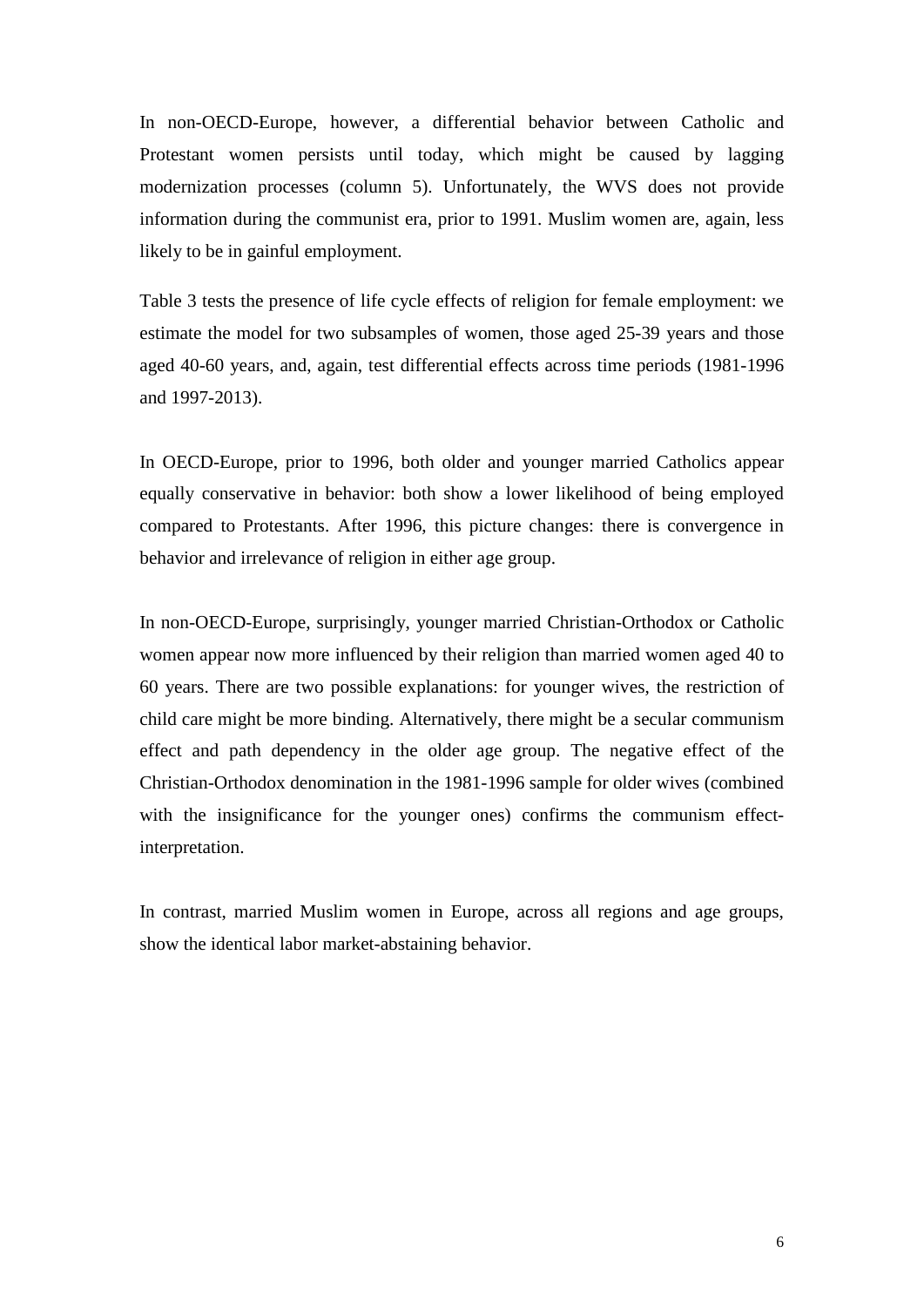In non-OECD-Europe, however, a differential behavior between Catholic and Protestant women persists until today, which might be caused by lagging modernization processes (column 5). Unfortunately, the WVS does not provide information during the communist era, prior to 1991. Muslim women are, again, less likely to be in gainful employment.

Table 3 tests the presence of life cycle effects of religion for female employment: we estimate the model for two subsamples of women, those aged 25-39 years and those aged 40-60 years, and, again, test differential effects across time periods (1981-1996 and 1997-2013).

In OECD-Europe, prior to 1996, both older and younger married Catholics appear equally conservative in behavior: both show a lower likelihood of being employed compared to Protestants. After 1996, this picture changes: there is convergence in behavior and irrelevance of religion in either age group.

In non-OECD-Europe, surprisingly, younger married Christian-Orthodox or Catholic women appear now more influenced by their religion than married women aged 40 to 60 years. There are two possible explanations: for younger wives, the restriction of child care might be more binding. Alternatively, there might be a secular communism effect and path dependency in the older age group. The negative effect of the Christian-Orthodox denomination in the 1981-1996 sample for older wives (combined with the insignificance for the younger ones) confirms the communism effect-interpretation.

In contrast, married Muslim women in Europe, across all regions and age groups, show the identical labor market-abstaining behavior.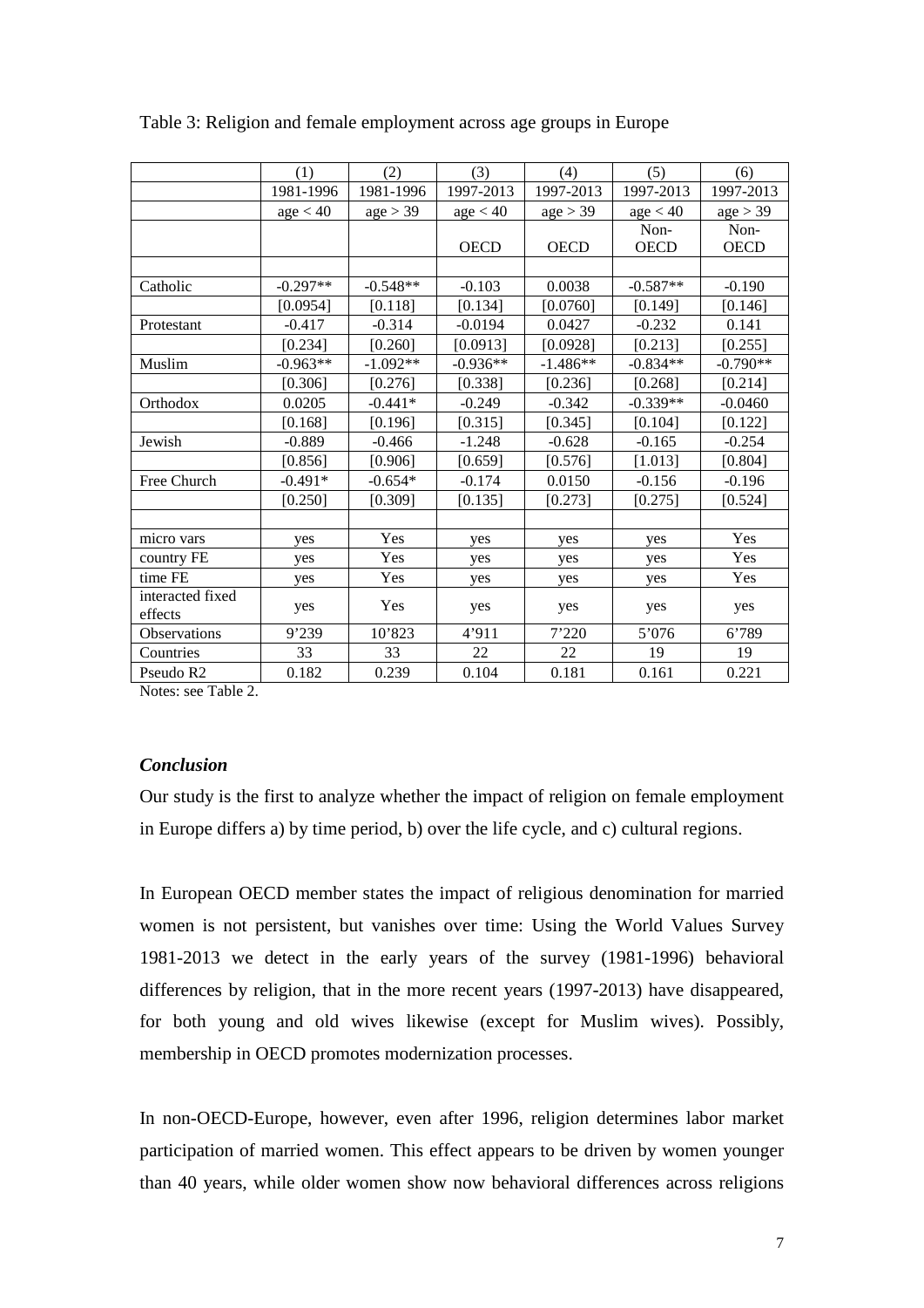Table 3: Religion and female employment across age groups in Europe

| | (1) | (2) | (3) | (4) | (5) | (6) |
|---|---|---|---|---|---|---|
| | 1981-1996 | 1981-1996 | 1997-2013 | 1997-2013 | 1997-2013 | 1997-2013 |
| | age < 40 | age > 39 | age < 40 | age > 39 | age < 40 | age > 39 |
| | | | OECD | OECD | Non-OECD | Non-OECD |
| | | | | | | |
| Catholic | -0.297** | -0.548** | -0.103 | 0.0038 | -0.587** | -0.190 |
| | [0.0954] | [0.118] | [0.134] | [0.0760] | [0.149] | [0.146] |
| Protestant | -0.417 | -0.314 | -0.0194 | 0.0427 | -0.232 | 0.141 |
| | [0.234] | [0.260] | [0.0913] | [0.0928] | [0.213] | [0.255] |
| Muslim | -0.963** | -1.092** | -0.936** | -1.486** | -0.834** | -0.790** |
| | [0.306] | [0.276] | [0.338] | [0.236] | [0.268] | [0.214] |
| Orthodox | 0.0205 | -0.441* | -0.249 | -0.342 | -0.339** | -0.0460 |
| | [0.168] | [0.196] | [0.315] | [0.345] | [0.104] | [0.122] |
| Jewish | -0.889 | -0.466 | -1.248 | -0.628 | -0.165 | -0.254 |
| | [0.856] | [0.906] | [0.659] | [0.576] | [1.013] | [0.804] |
| Free Church | -0.491* | -0.654* | -0.174 | 0.0150 | -0.156 | -0.196 |
| | [0.250] | [0.309] | [0.135] | [0.273] | [0.275] | [0.524] |
| | | | | | | |
| micro vars | yes | Yes | yes | yes | yes | Yes |
| country FE | yes | Yes | yes | yes | yes | Yes |
| time FE | yes | Yes | yes | yes | yes | Yes |
| interacted fixed effects | yes | Yes | yes | yes | yes | yes |
| Observations | 9'239 | 10'823 | 4'911 | 7'220 | 5'076 | 6'789 |
| Countries | 33 | 33 | 22 | 22 | 19 | 19 |
| Pseudo R2 | 0.182 | 0.239 | 0.104 | 0.181 | 0.161 | 0.221 |

Notes: see Table 2.

### *Conclusion*

Our study is the first to analyze whether the impact of religion on female employment in Europe differs a) by time period, b) over the life cycle, and c) cultural regions.

In European OECD member states the impact of religious denomination for married women is not persistent, but vanishes over time: Using the World Values Survey 1981-2013 we detect in the early years of the survey (1981-1996) behavioral differences by religion, that in the more recent years (1997-2013) have disappeared, for both young and old wives likewise (except for Muslim wives). Possibly, membership in OECD promotes modernization processes.

In non-OECD-Europe, however, even after 1996, religion determines labor market participation of married women. This effect appears to be driven by women younger than 40 years, while older women show now behavioral differences across religions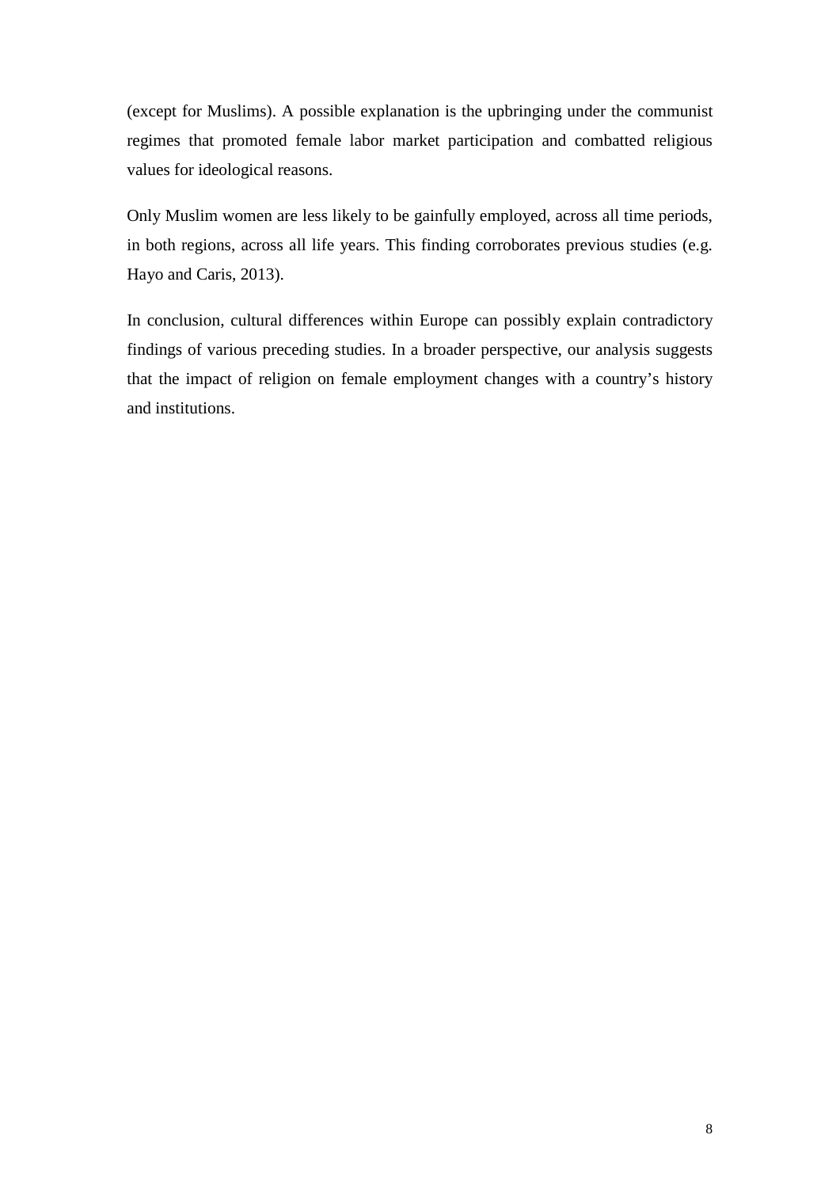(except for Muslims). A possible explanation is the upbringing under the communist regimes that promoted female labor market participation and combatted religious values for ideological reasons.

Only Muslim women are less likely to be gainfully employed, across all time periods, in both regions, across all life years. This finding corroborates previous studies (e.g. Hayo and Caris, 2013).

In conclusion, cultural differences within Europe can possibly explain contradictory findings of various preceding studies. In a broader perspective, our analysis suggests that the impact of religion on female employment changes with a country's history and institutions.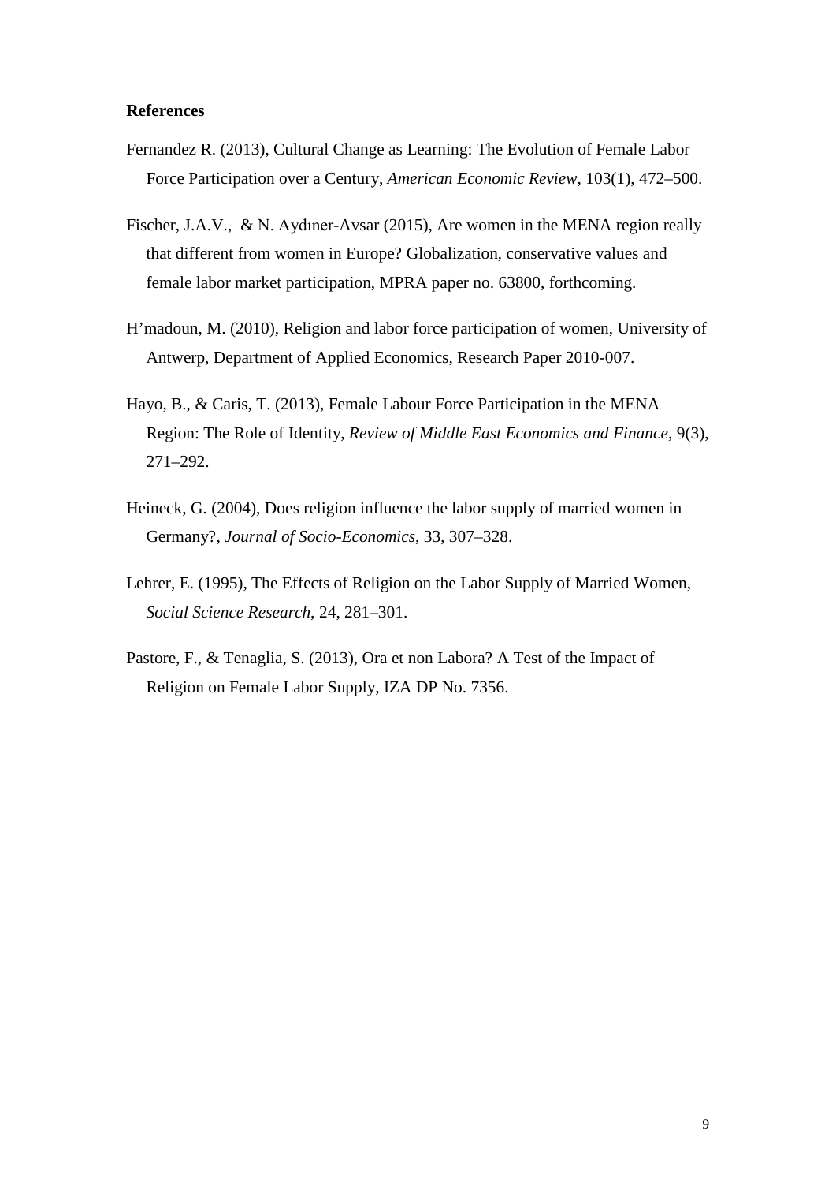**References**

Fernandez R. (2013), Cultural Change as Learning: The Evolution of Female Labor Force Participation over a Century, *American Economic Review*, 103(1), 472–500.

Fischer, J.A.V., & N. Aydıner-Avsar (2015), Are women in the MENA region really that different from women in Europe? Globalization, conservative values and female labor market participation, MPRA paper no. 63800, forthcoming.

H'madoun, M. (2010), Religion and labor force participation of women, University of Antwerp, Department of Applied Economics, Research Paper 2010-007.

Hayo, B., & Caris, T. (2013), Female Labour Force Participation in the MENA Region: The Role of Identity, *Review of Middle East Economics and Finance*, 9(3), 271–292.

Heineck, G. (2004), Does religion influence the labor supply of married women in Germany?, *Journal of Socio-Economics*, 33, 307–328.

Lehrer, E. (1995), The Effects of Religion on the Labor Supply of Married Women, *Social Science Research*, 24, 281–301.

Pastore, F., & Tenaglia, S. (2013), Ora et non Labora? A Test of the Impact of Religion on Female Labor Supply, IZA DP No. 7356.